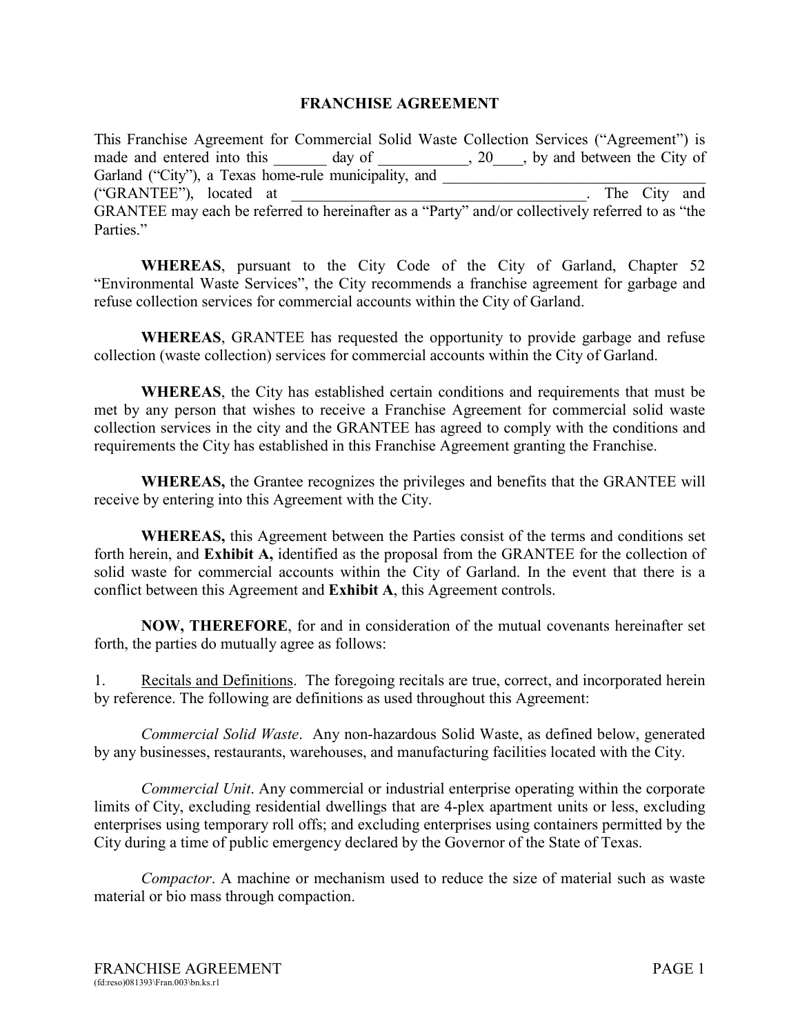# FRANCHISE AGREEMENT

This Franchise Agreement for Commercial Solid Waste Collection Services ("Agreement") is made and entered into this _______ day of ___________, 20____, by and between the City of Garland ("City"), a Texas home-rule municipality, and ___________________________________ ("GRANTEE"), located at _______________________________________. The City and GRANTEE may each be referred to hereinafter as a "Party" and/or collectively referred to as "the Parties."

**WHEREAS**, pursuant to the City Code of the City of Garland, Chapter 52 "Environmental Waste Services", the City recommends a franchise agreement for garbage and refuse collection services for commercial accounts within the City of Garland.

**WHEREAS**, GRANTEE has requested the opportunity to provide garbage and refuse collection (waste collection) services for commercial accounts within the City of Garland.

**WHEREAS**, the City has established certain conditions and requirements that must be met by any person that wishes to receive a Franchise Agreement for commercial solid waste collection services in the city and the GRANTEE has agreed to comply with the conditions and requirements the City has established in this Franchise Agreement granting the Franchise.

**WHEREAS,** the Grantee recognizes the privileges and benefits that the GRANTEE will receive by entering into this Agreement with the City.

**WHEREAS,** this Agreement between the Parties consist of the terms and conditions set forth herein, and **Exhibit A,** identified as the proposal from the GRANTEE for the collection of solid waste for commercial accounts within the City of Garland. In the event that there is a conflict between this Agreement and **Exhibit A**, this Agreement controls.

**NOW, THEREFORE**, for and in consideration of the mutual covenants hereinafter set forth, the parties do mutually agree as follows:

1. Recitals and Definitions. The foregoing recitals are true, correct, and incorporated herein by reference. The following are definitions as used throughout this Agreement:

*Commercial Solid Waste*. Any non-hazardous Solid Waste, as defined below, generated by any businesses, restaurants, warehouses, and manufacturing facilities located with the City.

*Commercial Unit*. Any commercial or industrial enterprise operating within the corporate limits of City, excluding residential dwellings that are 4-plex apartment units or less, excluding enterprises using temporary roll offs; and excluding enterprises using containers permitted by the City during a time of public emergency declared by the Governor of the State of Texas.

*Compactor*. A machine or mechanism used to reduce the size of material such as waste material or bio mass through compaction.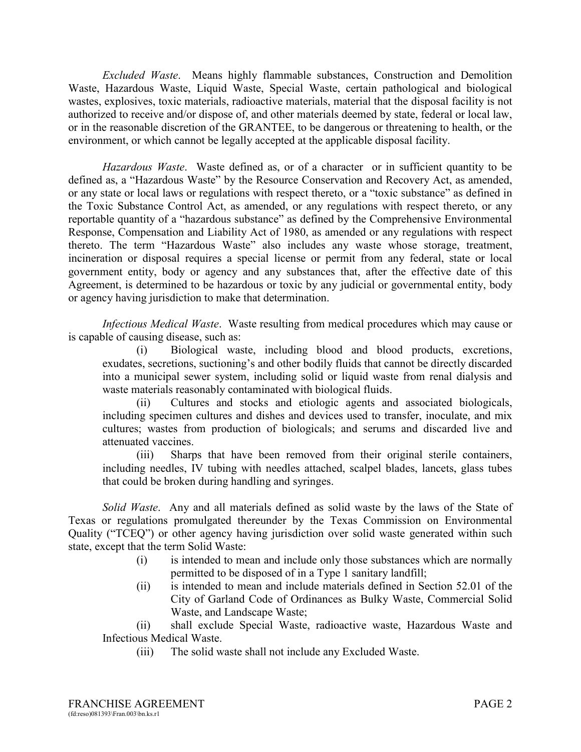*Excluded Waste*. Means highly flammable substances, Construction and Demolition Waste, Hazardous Waste, Liquid Waste, Special Waste, certain pathological and biological wastes, explosives, toxic materials, radioactive materials, material that the disposal facility is not authorized to receive and/or dispose of, and other materials deemed by state, federal or local law, or in the reasonable discretion of the GRANTEE, to be dangerous or threatening to health, or the environment, or which cannot be legally accepted at the applicable disposal facility.

*Hazardous Waste*. Waste defined as, or of a character or in sufficient quantity to be defined as, a "Hazardous Waste" by the Resource Conservation and Recovery Act, as amended, or any state or local laws or regulations with respect thereto, or a "toxic substance" as defined in the Toxic Substance Control Act, as amended, or any regulations with respect thereto, or any reportable quantity of a "hazardous substance" as defined by the Comprehensive Environmental Response, Compensation and Liability Act of 1980, as amended or any regulations with respect thereto. The term "Hazardous Waste" also includes any waste whose storage, treatment, incineration or disposal requires a special license or permit from any federal, state or local government entity, body or agency and any substances that, after the effective date of this Agreement, is determined to be hazardous or toxic by any judicial or governmental entity, body or agency having jurisdiction to make that determination.

*Infectious Medical Waste*. Waste resulting from medical procedures which may cause or is capable of causing disease, such as:

(i) Biological waste, including blood and blood products, excretions, exudates, secretions, suctioning's and other bodily fluids that cannot be directly discarded into a municipal sewer system, including solid or liquid waste from renal dialysis and waste materials reasonably contaminated with biological fluids.

(ii) Cultures and stocks and etiologic agents and associated biologicals, including specimen cultures and dishes and devices used to transfer, inoculate, and mix cultures; wastes from production of biologicals; and serums and discarded live and attenuated vaccines.

(iii) Sharps that have been removed from their original sterile containers, including needles, IV tubing with needles attached, scalpel blades, lancets, glass tubes that could be broken during handling and syringes.

*Solid Waste*. Any and all materials defined as solid waste by the laws of the State of Texas or regulations promulgated thereunder by the Texas Commission on Environmental Quality ("TCEQ") or other agency having jurisdiction over solid waste generated within such state, except that the term Solid Waste:

(i) is intended to mean and include only those substances which are normally permitted to be disposed of in a Type 1 sanitary landfill;

(ii) is intended to mean and include materials defined in Section 52.01 of the City of Garland Code of Ordinances as Bulky Waste, Commercial Solid Waste, and Landscape Waste;

(ii) shall exclude Special Waste, radioactive waste, Hazardous Waste and Infectious Medical Waste.

(iii) The solid waste shall not include any Excluded Waste.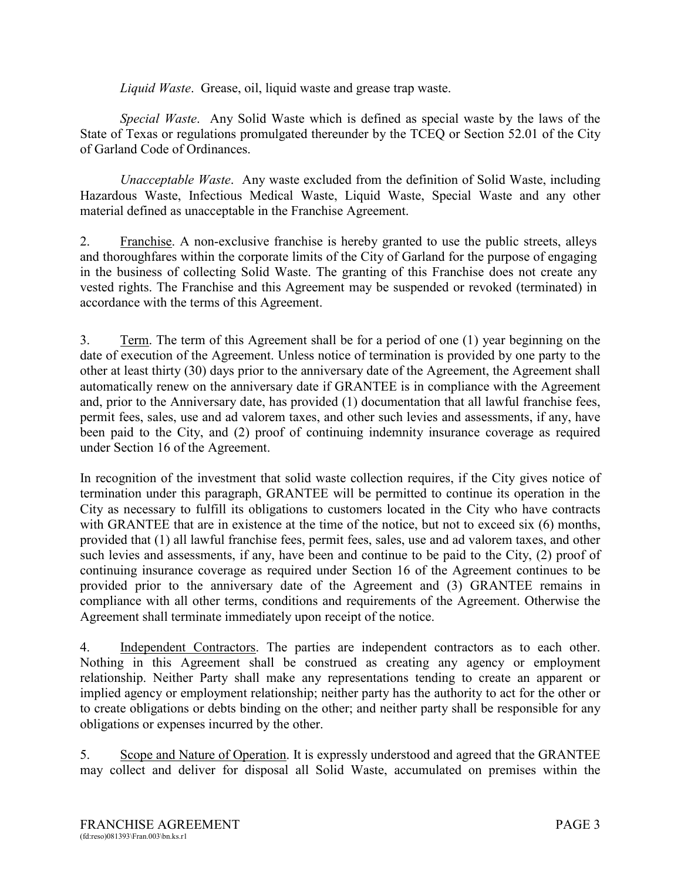*Liquid Waste*. Grease, oil, liquid waste and grease trap waste.

*Special Waste*. Any Solid Waste which is defined as special waste by the laws of the State of Texas or regulations promulgated thereunder by the TCEQ or Section 52.01 of the City of Garland Code of Ordinances.

*Unacceptable Waste*. Any waste excluded from the definition of Solid Waste, including Hazardous Waste, Infectious Medical Waste, Liquid Waste, Special Waste and any other material defined as unacceptable in the Franchise Agreement.

2. Franchise. A non-exclusive franchise is hereby granted to use the public streets, alleys and thoroughfares within the corporate limits of the City of Garland for the purpose of engaging in the business of collecting Solid Waste. The granting of this Franchise does not create any vested rights. The Franchise and this Agreement may be suspended or revoked (terminated) in accordance with the terms of this Agreement.

3. Term. The term of this Agreement shall be for a period of one (1) year beginning on the date of execution of the Agreement. Unless notice of termination is provided by one party to the other at least thirty (30) days prior to the anniversary date of the Agreement, the Agreement shall automatically renew on the anniversary date if GRANTEE is in compliance with the Agreement and, prior to the Anniversary date, has provided (1) documentation that all lawful franchise fees, permit fees, sales, use and ad valorem taxes, and other such levies and assessments, if any, have been paid to the City, and (2) proof of continuing indemnity insurance coverage as required under Section 16 of the Agreement.

In recognition of the investment that solid waste collection requires, if the City gives notice of termination under this paragraph, GRANTEE will be permitted to continue its operation in the City as necessary to fulfill its obligations to customers located in the City who have contracts with GRANTEE that are in existence at the time of the notice, but not to exceed six (6) months, provided that (1) all lawful franchise fees, permit fees, sales, use and ad valorem taxes, and other such levies and assessments, if any, have been and continue to be paid to the City, (2) proof of continuing insurance coverage as required under Section 16 of the Agreement continues to be provided prior to the anniversary date of the Agreement and (3) GRANTEE remains in compliance with all other terms, conditions and requirements of the Agreement. Otherwise the Agreement shall terminate immediately upon receipt of the notice.

4. Independent Contractors. The parties are independent contractors as to each other. Nothing in this Agreement shall be construed as creating any agency or employment relationship. Neither Party shall make any representations tending to create an apparent or implied agency or employment relationship; neither party has the authority to act for the other or to create obligations or debts binding on the other; and neither party shall be responsible for any obligations or expenses incurred by the other.

5. Scope and Nature of Operation. It is expressly understood and agreed that the GRANTEE may collect and deliver for disposal all Solid Waste, accumulated on premises within the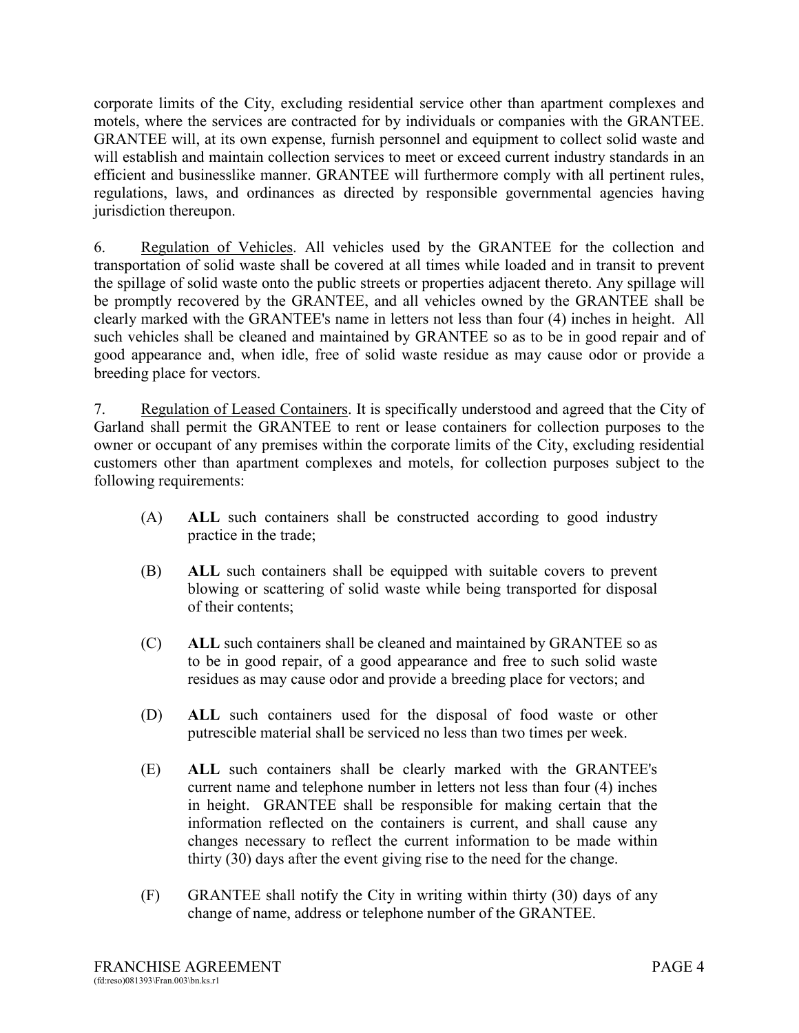corporate limits of the City, excluding residential service other than apartment complexes and motels, where the services are contracted for by individuals or companies with the GRANTEE. GRANTEE will, at its own expense, furnish personnel and equipment to collect solid waste and will establish and maintain collection services to meet or exceed current industry standards in an efficient and businesslike manner. GRANTEE will furthermore comply with all pertinent rules, regulations, laws, and ordinances as directed by responsible governmental agencies having jurisdiction thereupon.

6. Regulation of Vehicles. All vehicles used by the GRANTEE for the collection and transportation of solid waste shall be covered at all times while loaded and in transit to prevent the spillage of solid waste onto the public streets or properties adjacent thereto. Any spillage will be promptly recovered by the GRANTEE, and all vehicles owned by the GRANTEE shall be clearly marked with the GRANTEE's name in letters not less than four (4) inches in height. All such vehicles shall be cleaned and maintained by GRANTEE so as to be in good repair and of good appearance and, when idle, free of solid waste residue as may cause odor or provide a breeding place for vectors.

7. Regulation of Leased Containers. It is specifically understood and agreed that the City of Garland shall permit the GRANTEE to rent or lease containers for collection purposes to the owner or occupant of any premises within the corporate limits of the City, excluding residential customers other than apartment complexes and motels, for collection purposes subject to the following requirements:

(A) **ALL** such containers shall be constructed according to good industry practice in the trade;

(B) **ALL** such containers shall be equipped with suitable covers to prevent blowing or scattering of solid waste while being transported for disposal of their contents;

(C) **ALL** such containers shall be cleaned and maintained by GRANTEE so as to be in good repair, of a good appearance and free to such solid waste residues as may cause odor and provide a breeding place for vectors; and

(D) **ALL** such containers used for the disposal of food waste or other putrescible material shall be serviced no less than two times per week.

(E) **ALL** such containers shall be clearly marked with the GRANTEE's current name and telephone number in letters not less than four (4) inches in height. GRANTEE shall be responsible for making certain that the information reflected on the containers is current, and shall cause any changes necessary to reflect the current information to be made within thirty (30) days after the event giving rise to the need for the change.

(F) GRANTEE shall notify the City in writing within thirty (30) days of any change of name, address or telephone number of the GRANTEE.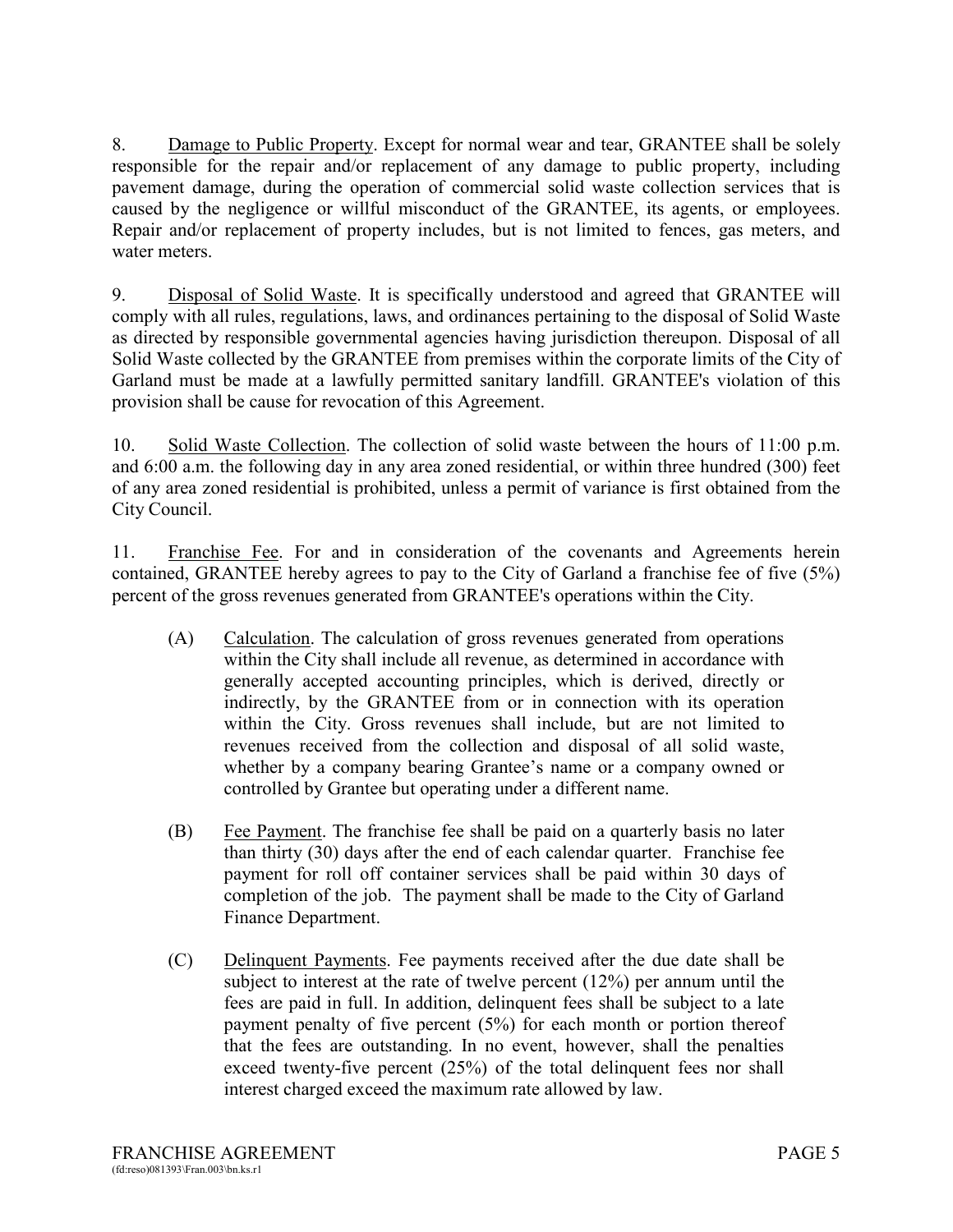8. <u>Damage to Public Property</u>. Except for normal wear and tear, GRANTEE shall be solely responsible for the repair and/or replacement of any damage to public property, including pavement damage, during the operation of commercial solid waste collection services that is caused by the negligence or willful misconduct of the GRANTEE, its agents, or employees. Repair and/or replacement of property includes, but is not limited to fences, gas meters, and water meters.

9. <u>Disposal of Solid Waste</u>. It is specifically understood and agreed that GRANTEE will comply with all rules, regulations, laws, and ordinances pertaining to the disposal of Solid Waste as directed by responsible governmental agencies having jurisdiction thereupon. Disposal of all Solid Waste collected by the GRANTEE from premises within the corporate limits of the City of Garland must be made at a lawfully permitted sanitary landfill. GRANTEE's violation of this provision shall be cause for revocation of this Agreement.

10. <u>Solid Waste Collection</u>. The collection of solid waste between the hours of 11:00 p.m. and 6:00 a.m. the following day in any area zoned residential, or within three hundred (300) feet of any area zoned residential is prohibited, unless a permit of variance is first obtained from the City Council.

11. <u>Franchise Fee</u>. For and in consideration of the covenants and Agreements herein contained, GRANTEE hereby agrees to pay to the City of Garland a franchise fee of five (5%) percent of the gross revenues generated from GRANTEE's operations within the City.

(A) <u>Calculation</u>. The calculation of gross revenues generated from operations within the City shall include all revenue, as determined in accordance with generally accepted accounting principles, which is derived, directly or indirectly, by the GRANTEE from or in connection with its operation within the City. Gross revenues shall include, but are not limited to revenues received from the collection and disposal of all solid waste, whether by a company bearing Grantee's name or a company owned or controlled by Grantee but operating under a different name.

(B) <u>Fee Payment</u>. The franchise fee shall be paid on a quarterly basis no later than thirty (30) days after the end of each calendar quarter. Franchise fee payment for roll off container services shall be paid within 30 days of completion of the job. The payment shall be made to the City of Garland Finance Department.

(C) <u>Delinquent Payments</u>. Fee payments received after the due date shall be subject to interest at the rate of twelve percent (12%) per annum until the fees are paid in full. In addition, delinquent fees shall be subject to a late payment penalty of five percent (5%) for each month or portion thereof that the fees are outstanding. In no event, however, shall the penalties exceed twenty-five percent (25%) of the total delinquent fees nor shall interest charged exceed the maximum rate allowed by law.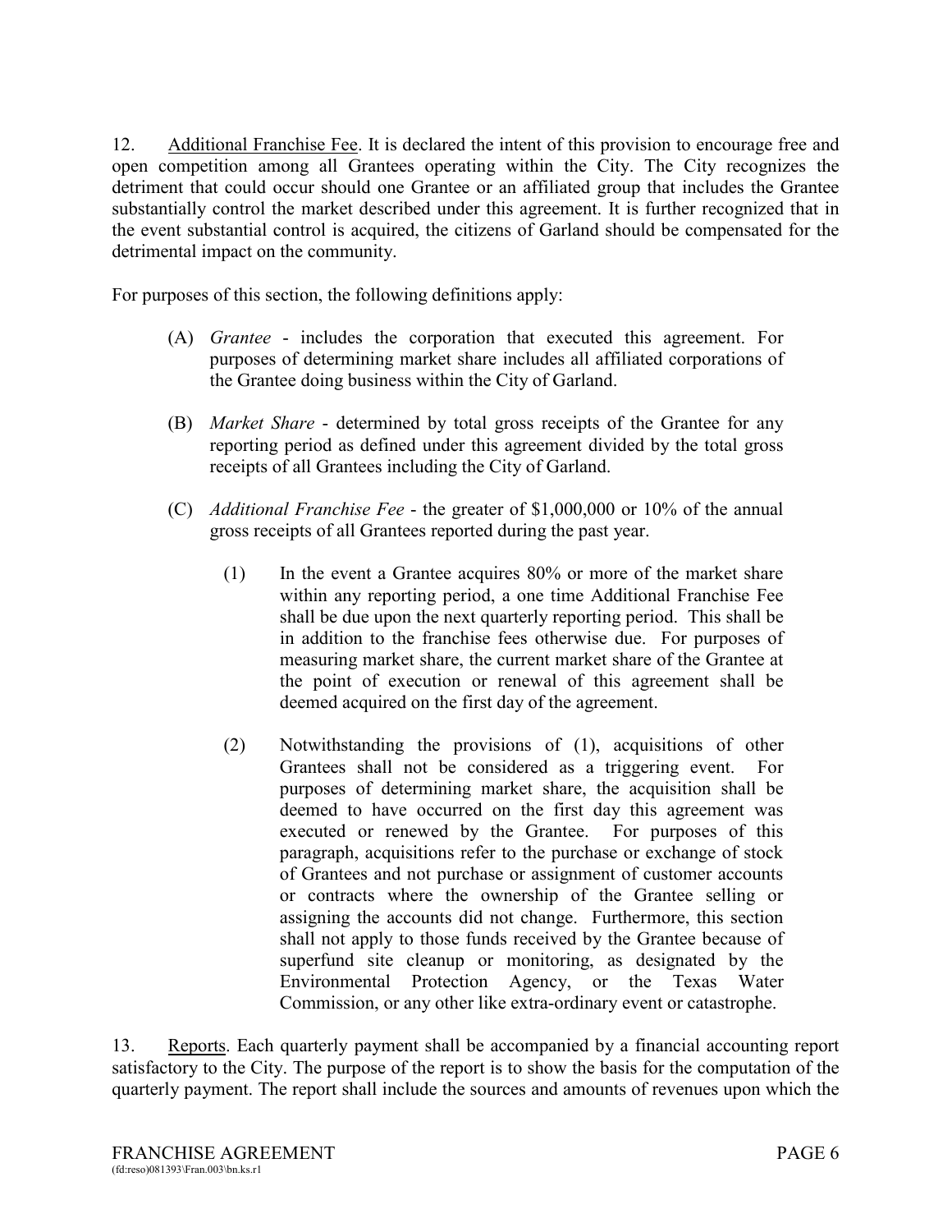12. Additional Franchise Fee. It is declared the intent of this provision to encourage free and open competition among all Grantees operating within the City. The City recognizes the detriment that could occur should one Grantee or an affiliated group that includes the Grantee substantially control the market described under this agreement. It is further recognized that in the event substantial control is acquired, the citizens of Garland should be compensated for the detrimental impact on the community.

For purposes of this section, the following definitions apply:

(A) *Grantee* - includes the corporation that executed this agreement. For purposes of determining market share includes all affiliated corporations of the Grantee doing business within the City of Garland.

(B) *Market Share* - determined by total gross receipts of the Grantee for any reporting period as defined under this agreement divided by the total gross receipts of all Grantees including the City of Garland.

(C) *Additional Franchise Fee* - the greater of $1,000,000 or 10% of the annual gross receipts of all Grantees reported during the past year.

(1) In the event a Grantee acquires 80% or more of the market share within any reporting period, a one time Additional Franchise Fee shall be due upon the next quarterly reporting period. This shall be in addition to the franchise fees otherwise due. For purposes of measuring market share, the current market share of the Grantee at the point of execution or renewal of this agreement shall be deemed acquired on the first day of the agreement.

(2) Notwithstanding the provisions of (1), acquisitions of other Grantees shall not be considered as a triggering event. For purposes of determining market share, the acquisition shall be deemed to have occurred on the first day this agreement was executed or renewed by the Grantee. For purposes of this paragraph, acquisitions refer to the purchase or exchange of stock of Grantees and not purchase or assignment of customer accounts or contracts where the ownership of the Grantee selling or assigning the accounts did not change. Furthermore, this section shall not apply to those funds received by the Grantee because of superfund site cleanup or monitoring, as designated by the Environmental Protection Agency, or the Texas Water Commission, or any other like extra-ordinary event or catastrophe.

13. Reports. Each quarterly payment shall be accompanied by a financial accounting report satisfactory to the City. The purpose of the report is to show the basis for the computation of the quarterly payment. The report shall include the sources and amounts of revenues upon which the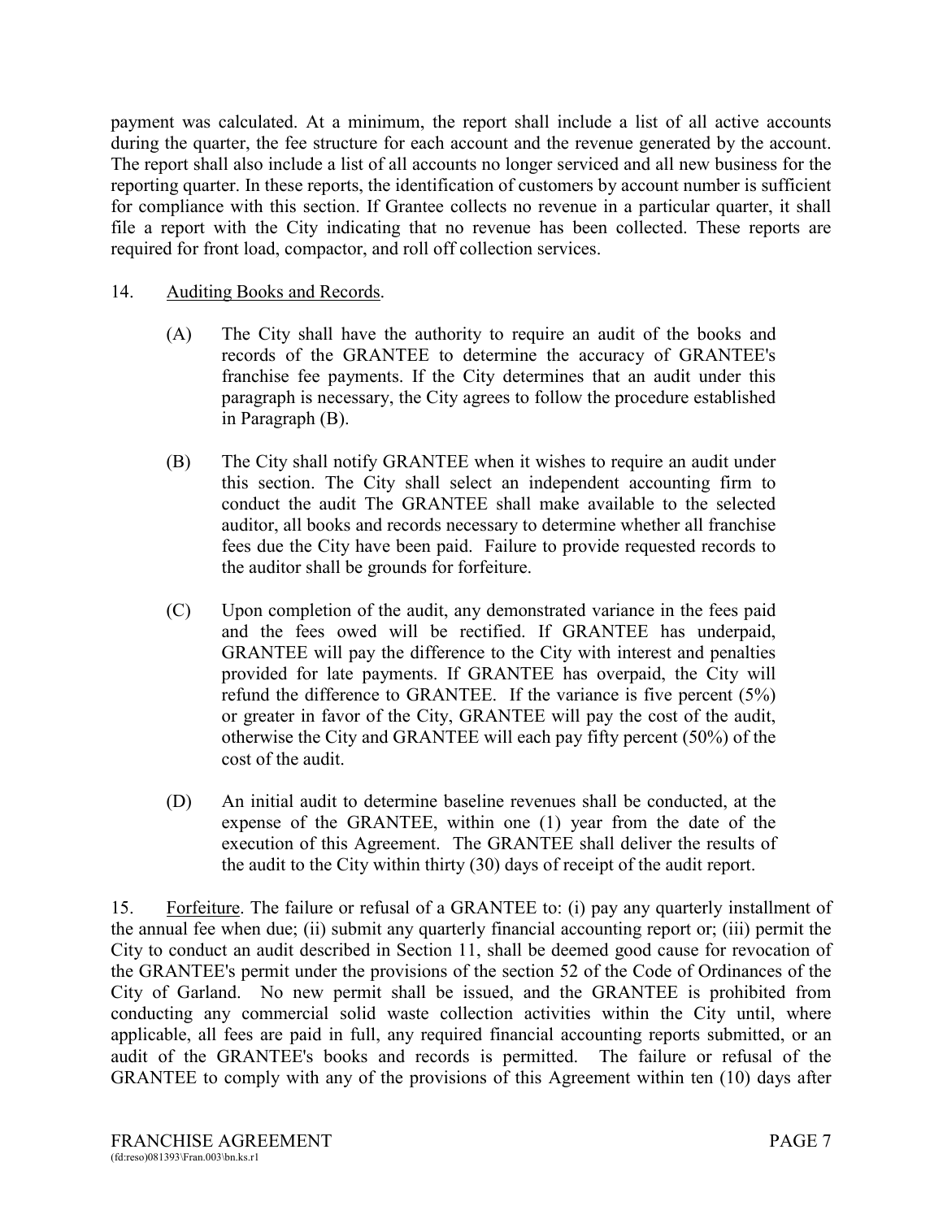payment was calculated. At a minimum, the report shall include a list of all active accounts during the quarter, the fee structure for each account and the revenue generated by the account. The report shall also include a list of all accounts no longer serviced and all new business for the reporting quarter. In these reports, the identification of customers by account number is sufficient for compliance with this section. If Grantee collects no revenue in a particular quarter, it shall file a report with the City indicating that no revenue has been collected. These reports are required for front load, compactor, and roll off collection services.

14. <u>Auditing Books and Records</u>.

(A) The City shall have the authority to require an audit of the books and records of the GRANTEE to determine the accuracy of GRANTEE's franchise fee payments. If the City determines that an audit under this paragraph is necessary, the City agrees to follow the procedure established in Paragraph (B).

(B) The City shall notify GRANTEE when it wishes to require an audit under this section. The City shall select an independent accounting firm to conduct the audit The GRANTEE shall make available to the selected auditor, all books and records necessary to determine whether all franchise fees due the City have been paid. Failure to provide requested records to the auditor shall be grounds for forfeiture.

(C) Upon completion of the audit, any demonstrated variance in the fees paid and the fees owed will be rectified. If GRANTEE has underpaid, GRANTEE will pay the difference to the City with interest and penalties provided for late payments. If GRANTEE has overpaid, the City will refund the difference to GRANTEE. If the variance is five percent (5%) or greater in favor of the City, GRANTEE will pay the cost of the audit, otherwise the City and GRANTEE will each pay fifty percent (50%) of the cost of the audit.

(D) An initial audit to determine baseline revenues shall be conducted, at the expense of the GRANTEE, within one (1) year from the date of the execution of this Agreement. The GRANTEE shall deliver the results of the audit to the City within thirty (30) days of receipt of the audit report.

15. <u>Forfeiture</u>. The failure or refusal of a GRANTEE to: (i) pay any quarterly installment of the annual fee when due; (ii) submit any quarterly financial accounting report or; (iii) permit the City to conduct an audit described in Section 11, shall be deemed good cause for revocation of the GRANTEE's permit under the provisions of the section 52 of the Code of Ordinances of the City of Garland. No new permit shall be issued, and the GRANTEE is prohibited from conducting any commercial solid waste collection activities within the City until, where applicable, all fees are paid in full, any required financial accounting reports submitted, or an audit of the GRANTEE's books and records is permitted. The failure or refusal of the GRANTEE to comply with any of the provisions of this Agreement within ten (10) days after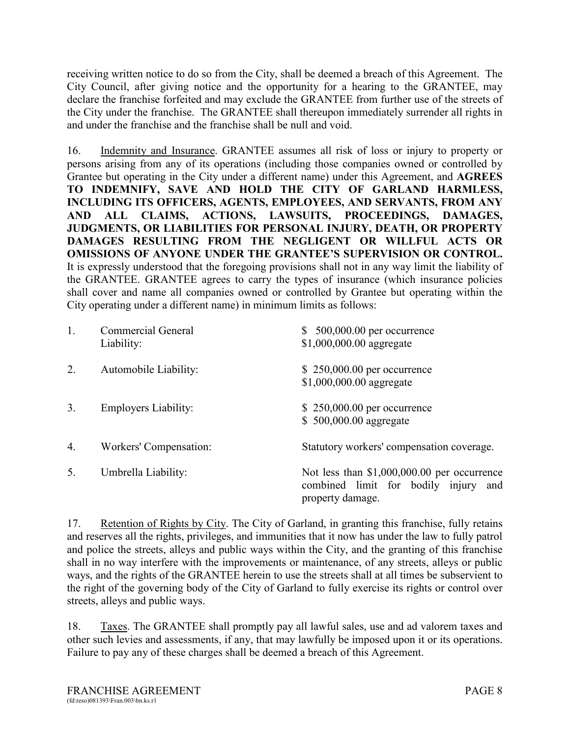receiving written notice to do so from the City, shall be deemed a breach of this Agreement. The City Council, after giving notice and the opportunity for a hearing to the GRANTEE, may declare the franchise forfeited and may exclude the GRANTEE from further use of the streets of the City under the franchise. The GRANTEE shall thereupon immediately surrender all rights in and under the franchise and the franchise shall be null and void.

16. Indemnity and Insurance. GRANTEE assumes all risk of loss or injury to property or persons arising from any of its operations (including those companies owned or controlled by Grantee but operating in the City under a different name) under this Agreement, and **AGREES TO INDEMNIFY, SAVE AND HOLD THE CITY OF GARLAND HARMLESS, INCLUDING ITS OFFICERS, AGENTS, EMPLOYEES, AND SERVANTS, FROM ANY AND ALL CLAIMS, ACTIONS, LAWSUITS, PROCEEDINGS, DAMAGES, JUDGMENTS, OR LIABILITIES FOR PERSONAL INJURY, DEATH, OR PROPERTY DAMAGES RESULTING FROM THE NEGLIGENT OR WILLFUL ACTS OR OMISSIONS OF ANYONE UNDER THE GRANTEE'S SUPERVISION OR CONTROL.** It is expressly understood that the foregoing provisions shall not in any way limit the liability of the GRANTEE. GRANTEE agrees to carry the types of insurance (which insurance policies shall cover and name all companies owned or controlled by Grantee but operating within the City operating under a different name) in minimum limits as follows:

| | | |
|---|---|---|
| 1. | Commercial General Liability: | $ 500,000.00 per occurrence<br>$1,000,000.00 aggregate |
| 2. | Automobile Liability: | $ 250,000.00 per occurrence<br>$1,000,000.00 aggregate |
| 3. | Employers Liability: | $ 250,000.00 per occurrence<br>$ 500,000.00 aggregate |
| 4. | Workers' Compensation: | Statutory workers' compensation coverage. |
| 5. | Umbrella Liability: | Not less than $1,000,000.00 per occurrence combined limit for bodily injury and property damage. |

17. Retention of Rights by City. The City of Garland, in granting this franchise, fully retains and reserves all the rights, privileges, and immunities that it now has under the law to fully patrol and police the streets, alleys and public ways within the City, and the granting of this franchise shall in no way interfere with the improvements or maintenance, of any streets, alleys or public ways, and the rights of the GRANTEE herein to use the streets shall at all times be subservient to the right of the governing body of the City of Garland to fully exercise its rights or control over streets, alleys and public ways.

18. Taxes. The GRANTEE shall promptly pay all lawful sales, use and ad valorem taxes and other such levies and assessments, if any, that may lawfully be imposed upon it or its operations. Failure to pay any of these charges shall be deemed a breach of this Agreement.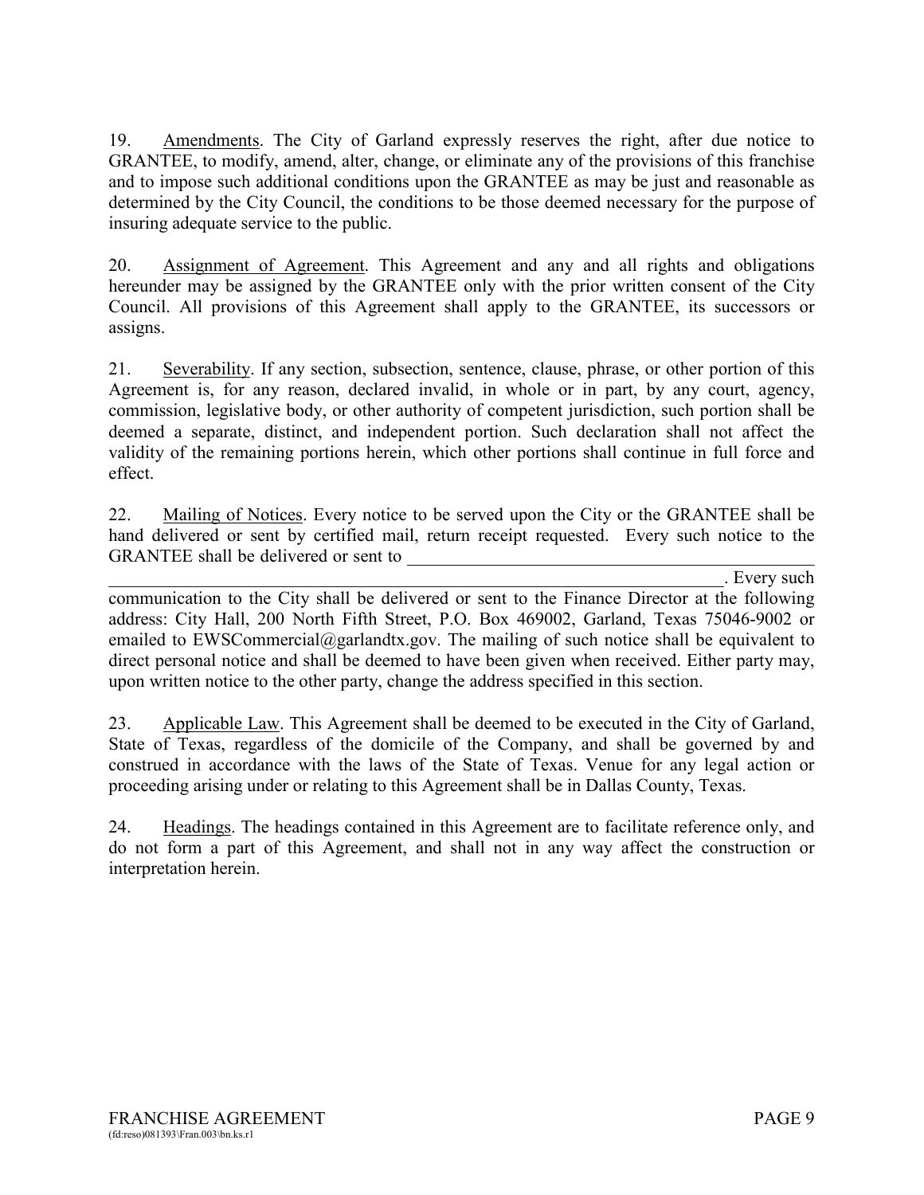19. Amendments. The City of Garland expressly reserves the right, after due notice to GRANTEE, to modify, amend, alter, change, or eliminate any of the provisions of this franchise and to impose such additional conditions upon the GRANTEE as may be just and reasonable as determined by the City Council, the conditions to be those deemed necessary for the purpose of insuring adequate service to the public.

20. Assignment of Agreement. This Agreement and any and all rights and obligations hereunder may be assigned by the GRANTEE only with the prior written consent of the City Council. All provisions of this Agreement shall apply to the GRANTEE, its successors or assigns.

21. Severability. If any section, subsection, sentence, clause, phrase, or other portion of this Agreement is, for any reason, declared invalid, in whole or in part, by any court, agency, commission, legislative body, or other authority of competent jurisdiction, such portion shall be deemed a separate, distinct, and independent portion. Such declaration shall not affect the validity of the remaining portions herein, which other portions shall continue in full force and effect.

22. Mailing of Notices. Every notice to be served upon the City or the GRANTEE shall be hand delivered or sent by certified mail, return receipt requested. Every such notice to the GRANTEE shall be delivered or sent to ______________________________________________ ______________________________________________________________________. Every such communication to the City shall be delivered or sent to the Finance Director at the following address: City Hall, 200 North Fifth Street, P.O. Box 469002, Garland, Texas 75046-9002 or emailed to EWSCommercial@garlandtx.gov. The mailing of such notice shall be equivalent to direct personal notice and shall be deemed to have been given when received. Either party may, upon written notice to the other party, change the address specified in this section.

23. Applicable Law. This Agreement shall be deemed to be executed in the City of Garland, State of Texas, regardless of the domicile of the Company, and shall be governed by and construed in accordance with the laws of the State of Texas. Venue for any legal action or proceeding arising under or relating to this Agreement shall be in Dallas County, Texas.

24. Headings. The headings contained in this Agreement are to facilitate reference only, and do not form a part of this Agreement, and shall not in any way affect the construction or interpretation herein.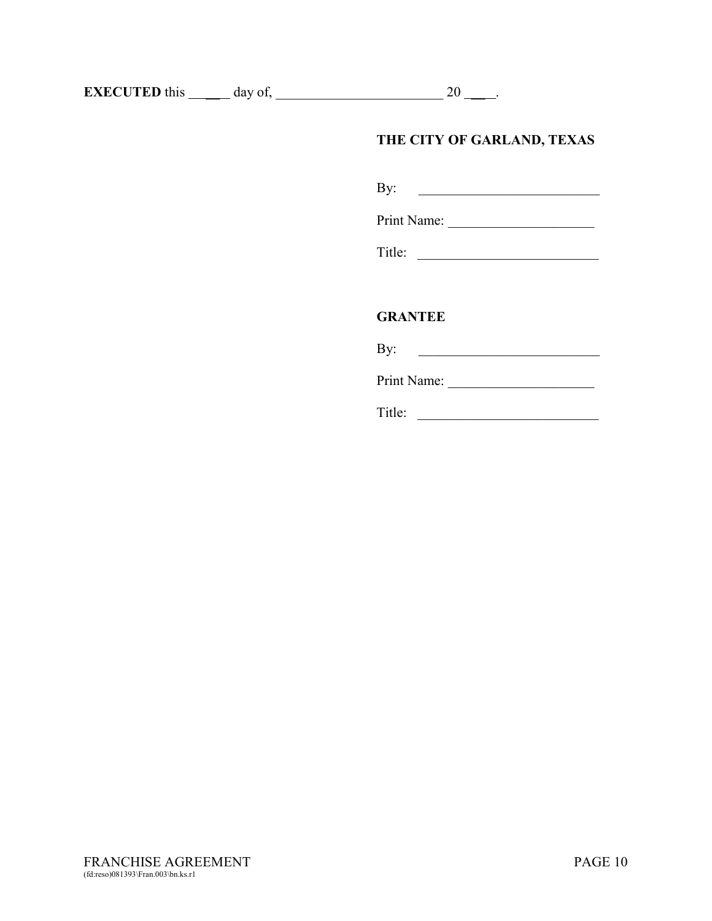**EXECUTED** this ______ day of, ________________________ 20 ____.

**THE CITY OF GARLAND, TEXAS**

By: __________________________

Print Name: _____________________

Title: __________________________

**GRANTEE**

By: __________________________

Print Name: _____________________

Title: __________________________